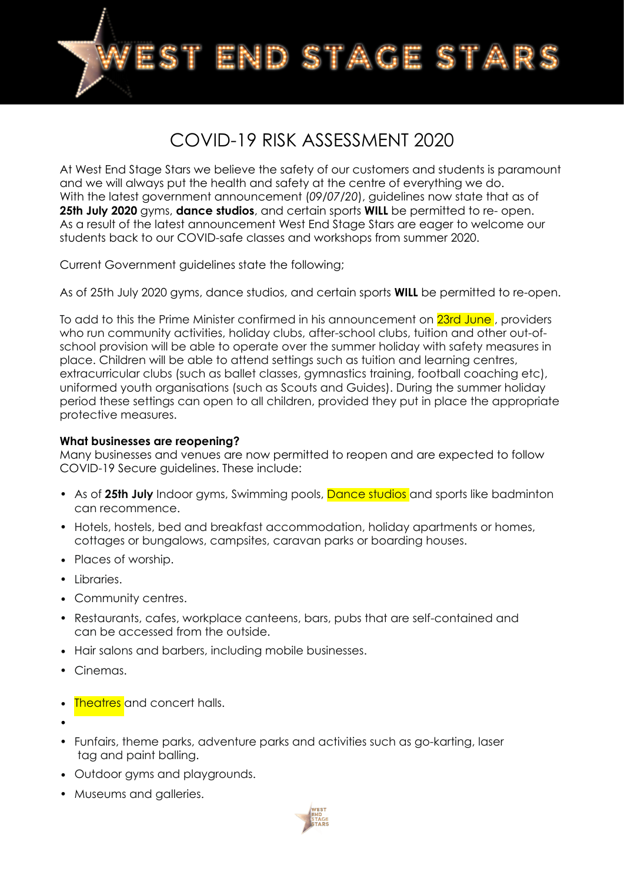# WEST END STAGE STARS

## COVID-19 RISK ASSESSMENT 2020

At West End Stage Stars we believe the safety of our customers and students is paramount and we will always put the health and safety at the centre of everything we do.
With the latest government announcement (*09/07/20*), guidelines now state that as of **25th July 2020** gyms, **dance studios**, and certain sports **WILL** be permitted to re- open.
As a result of the latest announcement West End Stage Stars are eager to welcome our students back to our COVID-safe classes and workshops from summer 2020.

Current Government guidelines state the following;

As of 25th July 2020 gyms, dance studios, and certain sports **WILL** be permitted to re-open.

To add to this the Prime Minister confirmed in his announcement on 23rd June , providers who run community activities, holiday clubs, after-school clubs, tuition and other out-of-school provision will be able to operate over the summer holiday with safety measures in place. Children will be able to attend settings such as tuition and learning centres, extracurricular clubs (such as ballet classes, gymnastics training, football coaching etc), uniformed youth organisations (such as Scouts and Guides). During the summer holiday period these settings can open to all children, provided they put in place the appropriate protective measures.

**What businesses are reopening?**
Many businesses and venues are now permitted to reopen and are expected to follow COVID-19 Secure guidelines. These include:

- As of **25th July** Indoor gyms, Swimming pools, Dance studios and sports like badminton can recommence.
- Hotels, hostels, bed and breakfast accommodation, holiday apartments or homes, cottages or bungalows, campsites, caravan parks or boarding houses.
- Places of worship.
- Libraries.
- Community centres.
- Restaurants, cafes, workplace canteens, bars, pubs that are self-contained and can be accessed from the outside.
- Hair salons and barbers, including mobile businesses.
- Cinemas.
- Theatres and concert halls.
- Funfairs, theme parks, adventure parks and activities such as go-karting, laser tag and paint balling.
- Outdoor gyms and playgrounds.
- Museums and galleries.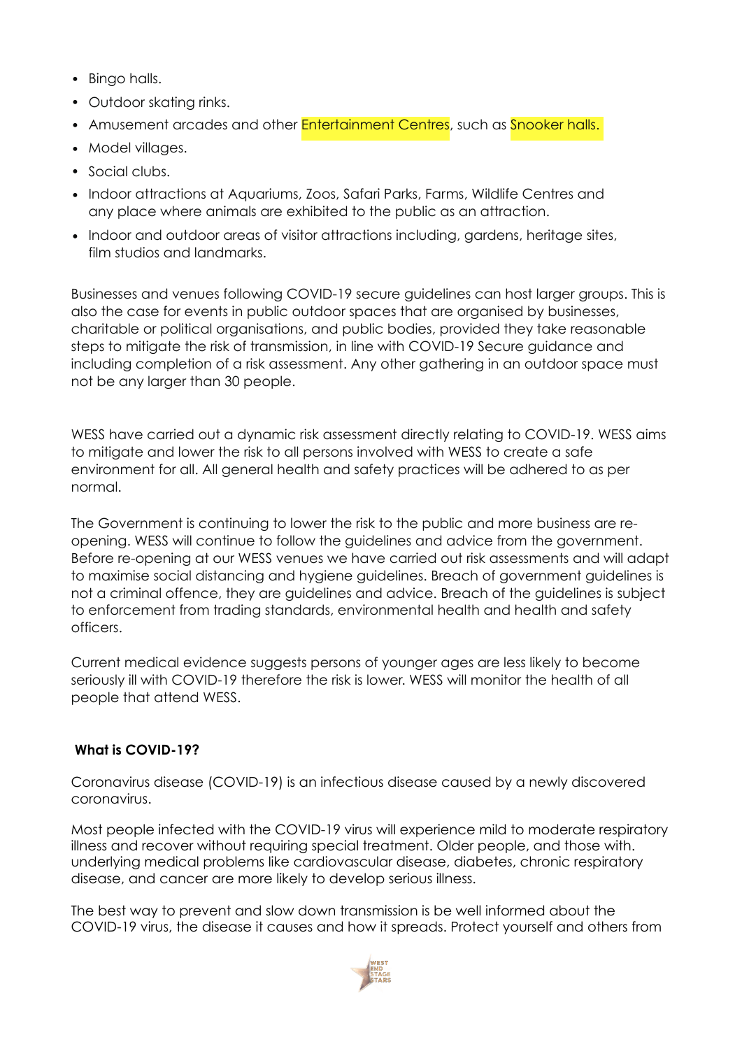- Bingo halls.
- Outdoor skating rinks.
- Amusement arcades and other Entertainment Centres, such as Snooker halls.
- Model villages.
- Social clubs.
- Indoor attractions at Aquariums, Zoos, Safari Parks, Farms, Wildlife Centres and any place where animals are exhibited to the public as an attraction.
- Indoor and outdoor areas of visitor attractions including, gardens, heritage sites, film studios and landmarks.

Businesses and venues following COVID-19 secure guidelines can host larger groups. This is also the case for events in public outdoor spaces that are organised by businesses, charitable or political organisations, and public bodies, provided they take reasonable steps to mitigate the risk of transmission, in line with COVID-19 Secure guidance and including completion of a risk assessment. Any other gathering in an outdoor space must not be any larger than 30 people.

WESS have carried out a dynamic risk assessment directly relating to COVID-19. WESS aims to mitigate and lower the risk to all persons involved with WESS to create a safe environment for all. All general health and safety practices will be adhered to as per normal.

The Government is continuing to lower the risk to the public and more business are re-opening. WESS will continue to follow the guidelines and advice from the government. Before re-opening at our WESS venues we have carried out risk assessments and will adapt to maximise social distancing and hygiene guidelines. Breach of government guidelines is not a criminal offence, they are guidelines and advice. Breach of the guidelines is subject to enforcement from trading standards, environmental health and health and safety officers.

Current medical evidence suggests persons of younger ages are less likely to become seriously ill with COVID-19 therefore the risk is lower. WESS will monitor the health of all people that attend WESS.

**What is COVID-19?**

Coronavirus disease (COVID-19) is an infectious disease caused by a newly discovered coronavirus.

Most people infected with the COVID-19 virus will experience mild to moderate respiratory illness and recover without requiring special treatment. Older people, and those with. underlying medical problems like cardiovascular disease, diabetes, chronic respiratory disease, and cancer are more likely to develop serious illness.

The best way to prevent and slow down transmission is be well informed about the COVID-19 virus, the disease it causes and how it spreads. Protect yourself and others from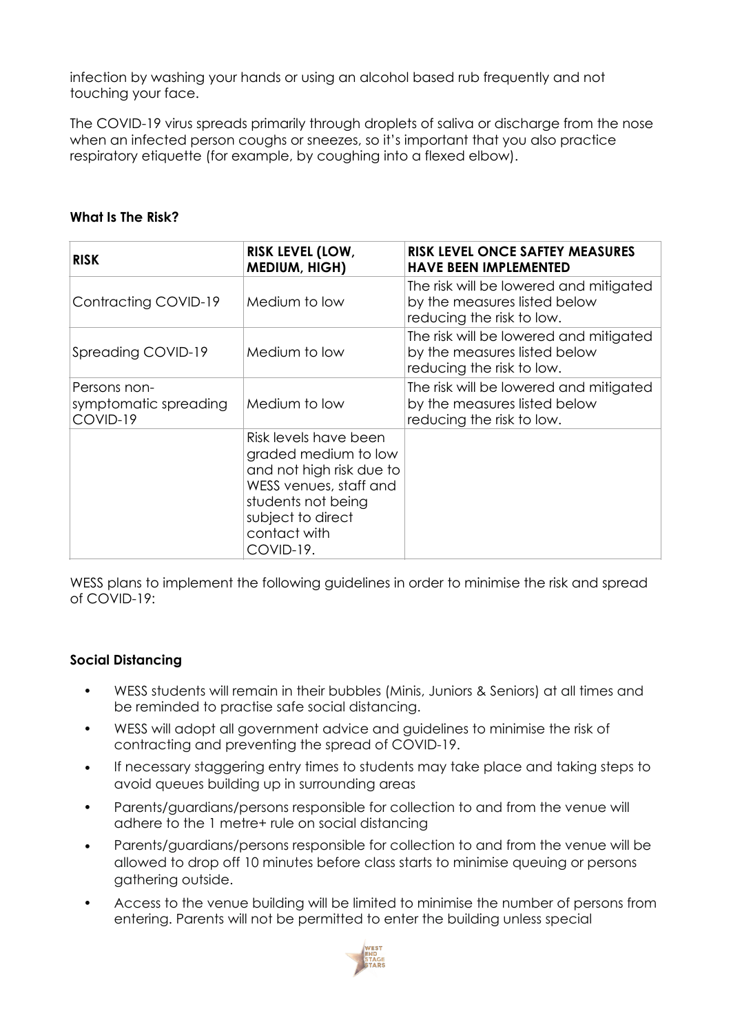infection by washing your hands or using an alcohol based rub frequently and not touching your face.

The COVID-19 virus spreads primarily through droplets of saliva or discharge from the nose when an infected person coughs or sneezes, so it's important that you also practice respiratory etiquette (for example, by coughing into a flexed elbow).

**What Is The Risk?**

| **RISK** | **RISK LEVEL (LOW, MEDIUM, HIGH)** | **RISK LEVEL ONCE SAFTEY MEASURES HAVE BEEN IMPLEMENTED** |
|---|---|---|
| Contracting COVID-19 | Medium to low | The risk will be lowered and mitigated by the measures listed below reducing the risk to low. |
| Spreading COVID-19 | Medium to low | The risk will be lowered and mitigated by the measures listed below reducing the risk to low. |
| Persons non-symptomatic spreading COVID-19 | Medium to low | The risk will be lowered and mitigated by the measures listed below reducing the risk to low. |
| | Risk levels have been graded medium to low and not high risk due to WESS venues, staff and students not being subject to direct contact with COVID-19. | |

WESS plans to implement the following guidelines in order to minimise the risk and spread of COVID-19:

**Social Distancing**

- WESS students will remain in their bubbles (Minis, Juniors & Seniors) at all times and be reminded to practise safe social distancing.
- WESS will adopt all government advice and guidelines to minimise the risk of contracting and preventing the spread of COVID-19.
- If necessary staggering entry times to students may take place and taking steps to avoid queues building up in surrounding areas
- Parents/guardians/persons responsible for collection to and from the venue will adhere to the 1 metre+ rule on social distancing
- Parents/guardians/persons responsible for collection to and from the venue will be allowed to drop off 10 minutes before class starts to minimise queuing or persons gathering outside.
- Access to the venue building will be limited to minimise the number of persons from entering. Parents will not be permitted to enter the building unless special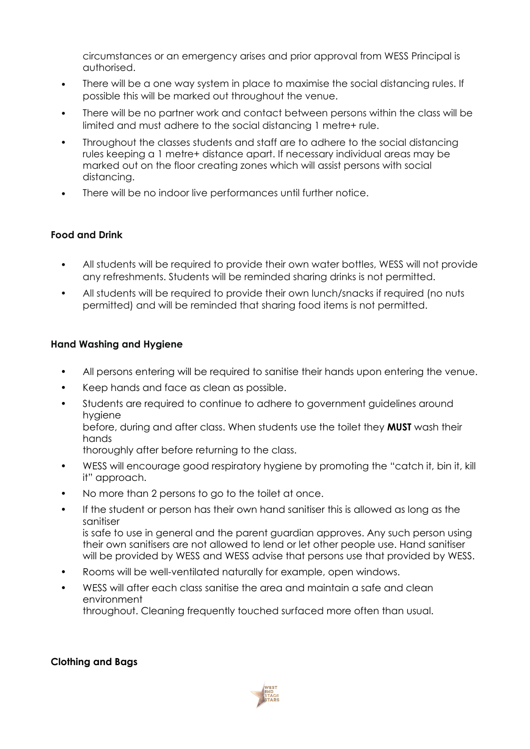circumstances or an emergency arises and prior approval from WESS Principal is authorised.

- There will be a one way system in place to maximise the social distancing rules. If possible this will be marked out throughout the venue.
- There will be no partner work and contact between persons within the class will be limited and must adhere to the social distancing 1 metre+ rule.
- Throughout the classes students and staff are to adhere to the social distancing rules keeping a 1 metre+ distance apart. If necessary individual areas may be marked out on the floor creating zones which will assist persons with social distancing.
- There will be no indoor live performances until further notice.

**Food and Drink**

- All students will be required to provide their own water bottles, WESS will not provide any refreshments. Students will be reminded sharing drinks is not permitted.
- All students will be required to provide their own lunch/snacks if required (no nuts permitted) and will be reminded that sharing food items is not permitted.

**Hand Washing and Hygiene**

- All persons entering will be required to sanitise their hands upon entering the venue.
- Keep hands and face as clean as possible.
- Students are required to continue to adhere to government guidelines around hygiene before, during and after class. When students use the toilet they **MUST** wash their hands thoroughly after before returning to the class.
- WESS will encourage good respiratory hygiene by promoting the "catch it, bin it, kill it" approach.
- No more than 2 persons to go to the toilet at once.
- If the student or person has their own hand sanitiser this is allowed as long as the sanitiser is safe to use in general and the parent guardian approves. Any such person using their own sanitisers are not allowed to lend or let other people use. Hand sanitiser will be provided by WESS and WESS advise that persons use that provided by WESS.
- Rooms will be well-ventilated naturally for example, open windows.
- WESS will after each class sanitise the area and maintain a safe and clean environment throughout. Cleaning frequently touched surfaced more often than usual.

**Clothing and Bags**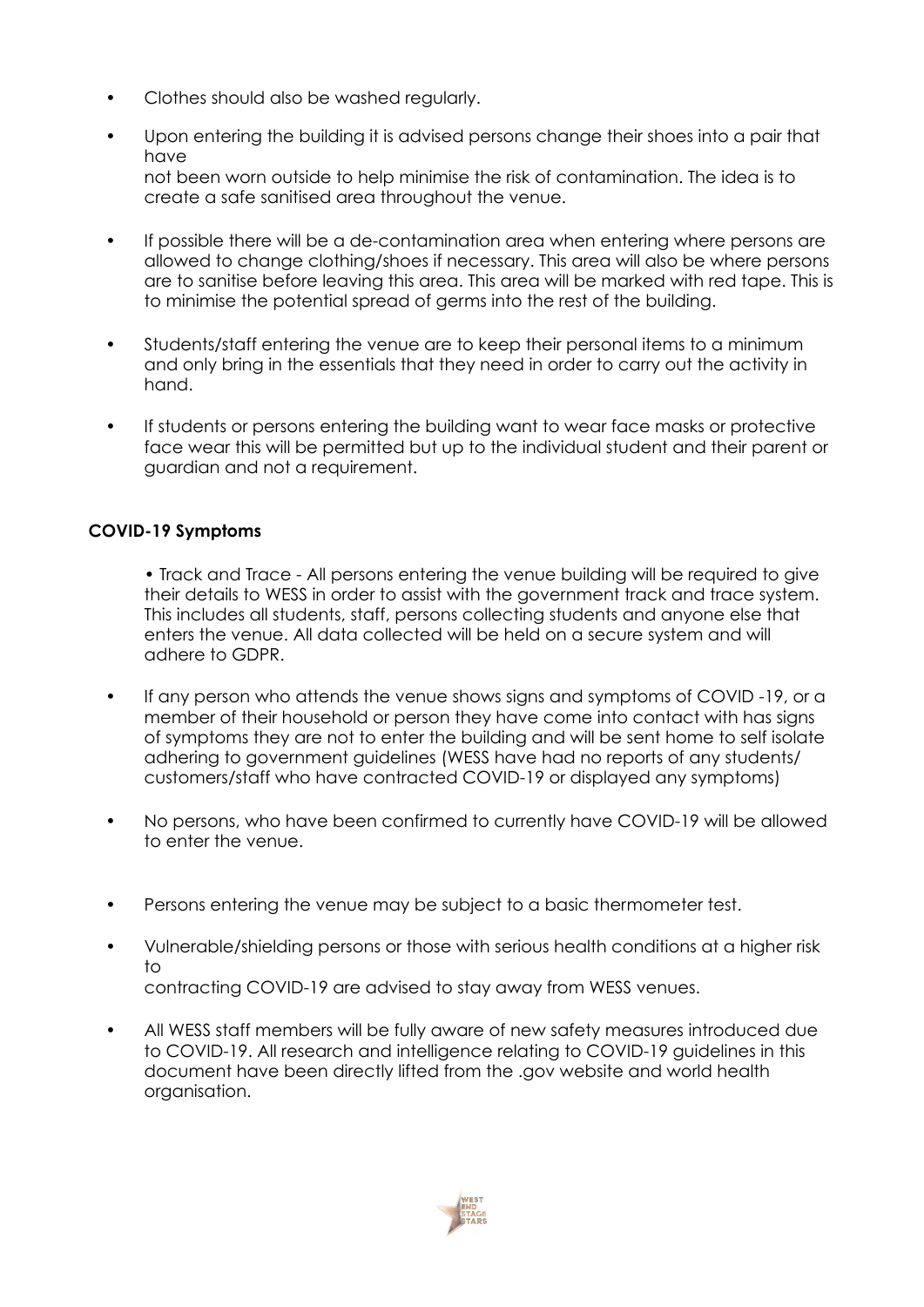- Clothes should also be washed regularly.
- Upon entering the building it is advised persons change their shoes into a pair that have not been worn outside to help minimise the risk of contamination. The idea is to create a safe sanitised area throughout the venue.
- If possible there will be a de-contamination area when entering where persons are allowed to change clothing/shoes if necessary. This area will also be where persons are to sanitise before leaving this area. This area will be marked with red tape. This is to minimise the potential spread of germs into the rest of the building.
- Students/staff entering the venue are to keep their personal items to a minimum and only bring in the essentials that they need in order to carry out the activity in hand.
- If students or persons entering the building want to wear face masks or protective face wear this will be permitted but up to the individual student and their parent or guardian and not a requirement.

**COVID-19 Symptoms**

- Track and Trace - All persons entering the venue building will be required to give their details to WESS in order to assist with the government track and trace system. This includes all students, staff, persons collecting students and anyone else that enters the venue. All data collected will be held on a secure system and will adhere to GDPR.
- If any person who attends the venue shows signs and symptoms of COVID -19, or a member of their household or person they have come into contact with has signs of symptoms they are not to enter the building and will be sent home to self isolate adhering to government guidelines (WESS have had no reports of any students/ customers/staff who have contracted COVID-19 or displayed any symptoms)
- No persons, who have been confirmed to currently have COVID-19 will be allowed to enter the venue.
- Persons entering the venue may be subject to a basic thermometer test.
- Vulnerable/shielding persons or those with serious health conditions at a higher risk to contracting COVID-19 are advised to stay away from WESS venues.
- All WESS staff members will be fully aware of new safety measures introduced due to COVID-19. All research and intelligence relating to COVID-19 guidelines in this document have been directly lifted from the .gov website and world health organisation.